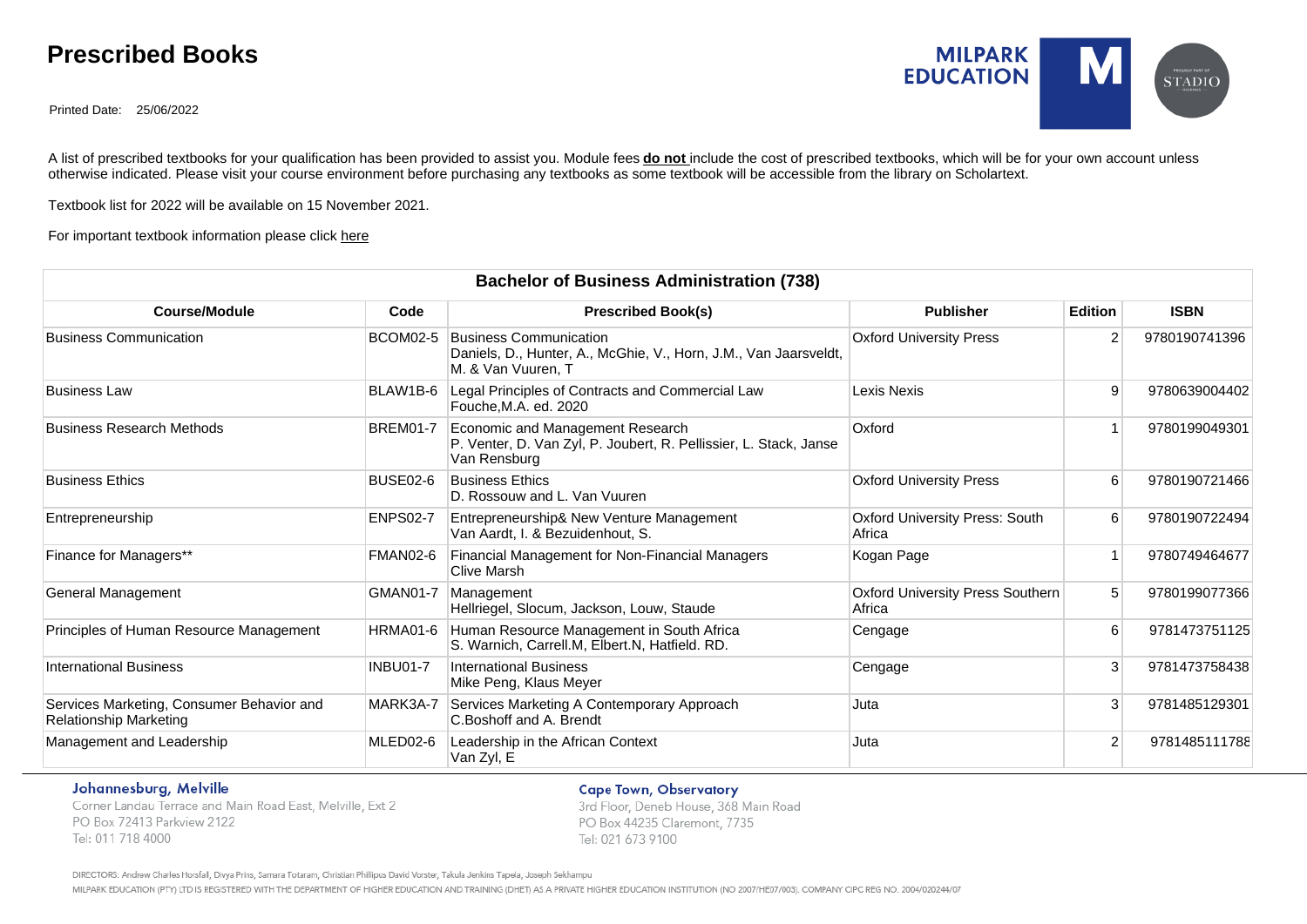# Prescribed Books

Printed Date: 25/06/2022

A list of prescribed textbooks for your qualification has been provided to assist you. Module fees **do not** include the cost of prescribed textbooks, which will be for your own account unless otherwise indicated. Please visit your course environment before purchasing any textbooks as some textbook will be accessible from the library on Scholartext.

Textbook list for 2022 will be available on 15 November 2021.

For important textbook information please click here

## Bachelor of Business Administration (738)

| Course/Module | Code | Prescribed Book(s) | Publisher | Edition | ISBN |
|---|---|---|---|---|---|
| Business Communication | BCOM02-5 | Business Communication<br>Daniels, D., Hunter, A., McGhie, V., Horn, J.M., Van Jaarsveldt, M. & Van Vuuren, T | Oxford University Press | 2 | 9780190741396 |
| Business Law | BLAW1B-6 | Legal Principles of Contracts and Commercial Law<br>Fouche,M.A. ed. 2020 | Lexis Nexis | 9 | 9780639004402 |
| Business Research Methods | BREM01-7 | Economic and Management Research<br>P. Venter, D. Van Zyl, P. Joubert, R. Pellissier, L. Stack, Janse Van Rensburg | Oxford | 1 | 9780199049301 |
| Business Ethics | BUSE02-6 | Business Ethics<br>D. Rossouw and L. Van Vuuren | Oxford University Press | 6 | 9780190721466 |
| Entrepreneurship | ENPS02-7 | Entrepreneurship& New Venture Management<br>Van Aardt, I. & Bezuidenhout, S. | Oxford University Press: South Africa | 6 | 9780190722494 |
| Finance for Managers** | FMAN02-6 | Financial Management for Non-Financial Managers<br>Clive Marsh | Kogan Page | 1 | 9780749464677 |
| General Management | GMAN01-7 | Management<br>Hellriegel, Slocum, Jackson, Louw, Staude | Oxford University Press Southern Africa | 5 | 9780199077366 |
| Principles of Human Resource Management | HRMA01-6 | Human Resource Management in South Africa<br>S. Warnich, Carrell.M, Elbert.N, Hatfield. RD. | Cengage | 6 | 9781473751125 |
| International Business | INBU01-7 | International Business<br>Mike Peng, Klaus Meyer | Cengage | 3 | 9781473758438 |
| Services Marketing, Consumer Behavior and Relationship Marketing | MARK3A-7 | Services Marketing A Contemporary Approach<br>C.Boshoff and A. Brendt | Juta | 3 | 9781485129301 |
| Management and Leadership | MLED02-6 | Leadership in the African Context<br>Van Zyl, E | Juta | 2 | 9781485111788 |

**Johannesburg, Melville**
Corner Landau Terrace and Main Road East, Melville, Ext 2
PO Box 72413 Parkview 2122
Tel: 011 718 4000

**Cape Town, Observatory**
3rd Floor, Deneb House, 368 Main Road
PO Box 44235 Claremont, 7735
Tel: 021 673 9100

DIRECTORS: Andrew Charles Horsfall, Divya Prins, Samara Totaram, Christian Phillipus David Vorster, Takula Jenkins Tapela, Joseph Sekhampu

MILPARK EDUCATION (PTY) LTD IS REGISTERED WITH THE DEPARTMENT OF HIGHER EDUCATION AND TRAINING (DHET) AS A PRIVATE HIGHER EDUCATION INSTITUTION (NO 2007/HE07/003). COMPANY CIPC REG NO. 2004/020244/07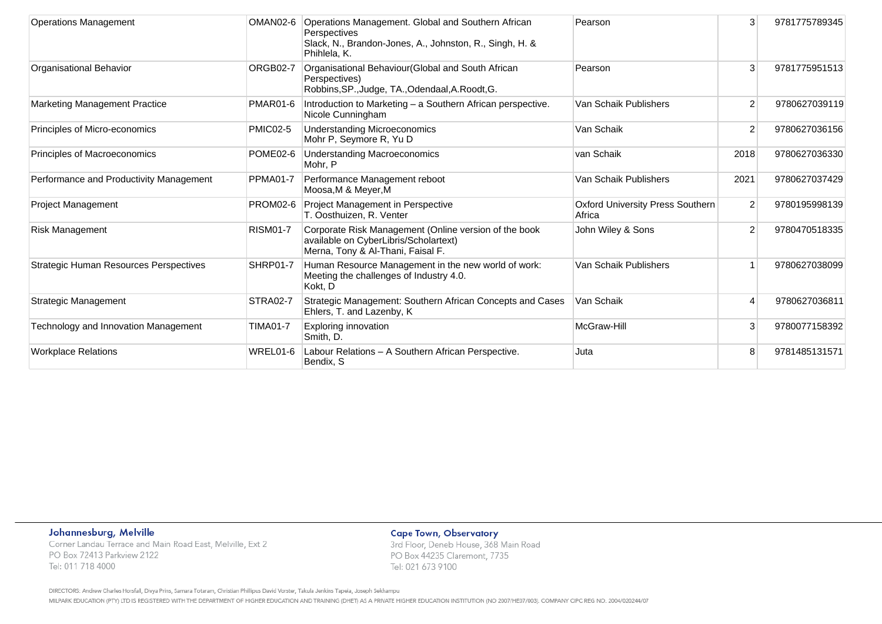| | | | | | |
|---|---|---|---|---|---|
| Operations Management | OMAN02-6 | Operations Management. Global and Southern African Perspectives<br>Slack, N., Brandon-Jones, A., Johnston, R., Singh, H. & Phihlela, K. | Pearson | 3 | 9781775789345 |
| Organisational Behavior | ORGB02-7 | Organisational Behaviour(Global and South African Perspectives)<br>Robbins,SP.,Judge, TA.,Odendaal,A.Roodt,G. | Pearson | 3 | 9781775951513 |
| Marketing Management Practice | PMAR01-6 | Introduction to Marketing – a Southern African perspective.<br>Nicole Cunningham | Van Schaik Publishers | 2 | 9780627039119 |
| Principles of Micro-economics | PMIC02-5 | Understanding Microeconomics<br>Mohr P, Seymore R, Yu D | Van Schaik | 2 | 9780627036156 |
| Principles of Macroeconomics | POME02-6 | Understanding Macroeconomics<br>Mohr, P | van Schaik | 2018 | 9780627036330 |
| Performance and Productivity Management | PPMA01-7 | Performance Management reboot<br>Moosa,M & Meyer,M | Van Schaik Publishers | 2021 | 9780627037429 |
| Project Management | PROM02-6 | Project Management in Perspective<br>T. Oosthuizen, R. Venter | Oxford University Press Southern Africa | 2 | 9780195998139 |
| Risk Management | RISM01-7 | Corporate Risk Management (Online version of the book available on CyberLibris/Scholartext)<br>Merna, Tony & Al-Thani, Faisal F. | John Wiley & Sons | 2 | 9780470518335 |
| Strategic Human Resources Perspectives | SHRP01-7 | Human Resource Management in the new world of work: Meeting the challenges of Industry 4.0.<br>Kokt, D | Van Schaik Publishers | 1 | 9780627038099 |
| Strategic Management | STRA02-7 | Strategic Management: Southern African Concepts and Cases<br>Ehlers, T. and Lazenby, K | Van Schaik | 4 | 9780627036811 |
| Technology and Innovation Management | TIMA01-7 | Exploring innovation<br>Smith, D. | McGraw-Hill | 3 | 9780077158392 |
| Workplace Relations | WREL01-6 | Labour Relations – A Southern African Perspective.<br>Bendix, S | Juta | 8 | 9781485131571 |

**Johannesburg, Melville**
Corner Landau Terrace and Main Road East, Melville, Ext 2
PO Box 72413 Parkview 2122
Tel: 011 718 4000

**Cape Town, Observatory**
3rd Floor, Deneb House, 368 Main Road
PO Box 44235 Claremont, 7735
Tel: 021 673 9100

DIRECTORS: Andrew Charles Horsfall, Divya Prins, Samara Totaram, Christian Phillipus David Vorster, Takula Jenkins Tapela, Joseph Sekhampu

MILPARK EDUCATION (PTY) LTD IS REGISTERED WITH THE DEPARTMENT OF HIGHER EDUCATION AND TRAINING (DHET) AS A PRIVATE HIGHER EDUCATION INSTITUTION (NO 2007/HE07/003). COMPANY CIPC REG NO. 2004/020244/07